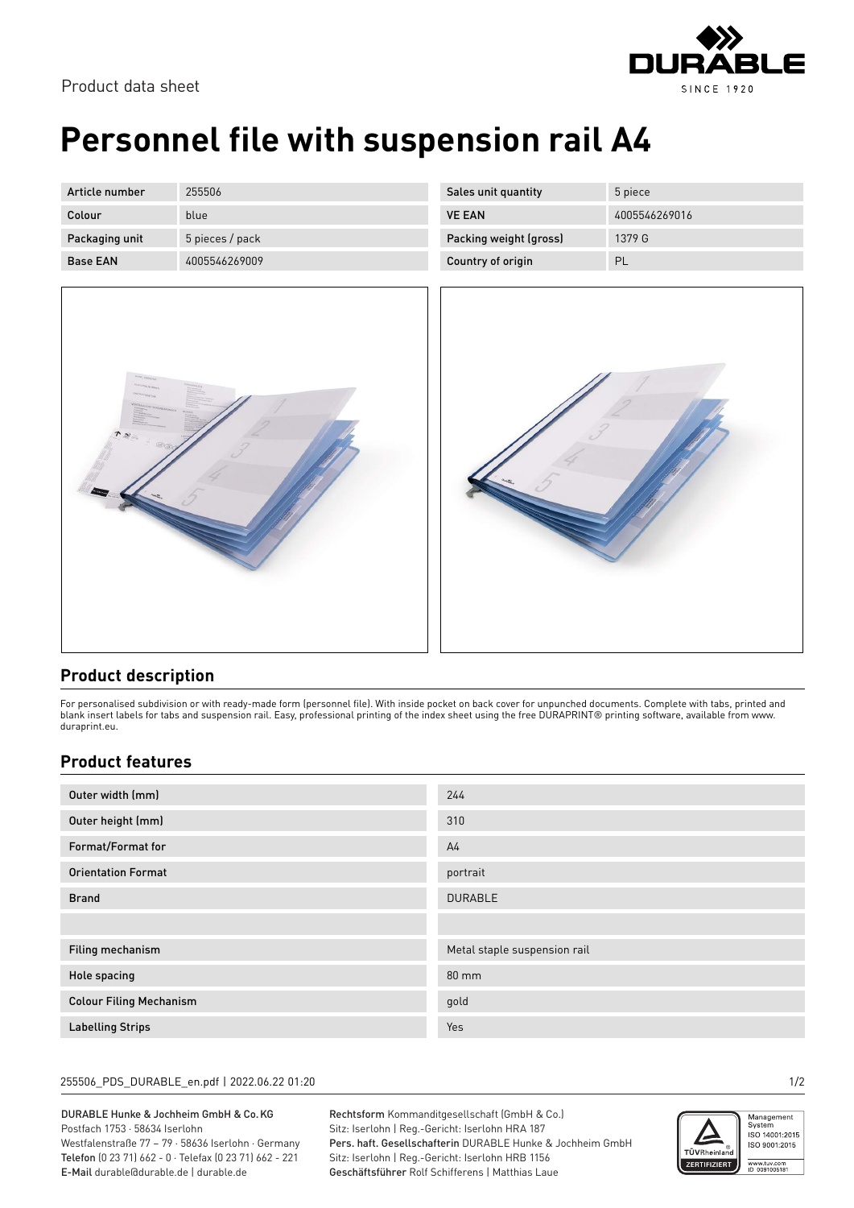Product data sheet

# Personnel file with suspension rail A4

| Article number | 255506 | Sales unit quantity | 5 piece |
|---|---|---|---|
| Colour | blue | VE EAN | 4005546269016 |
| Packaging unit | 5 pieces / pack | Packing weight (gross) | 1379 G |
| Base EAN | 4005546269009 | Country of origin | PL |

## Product description

For personalised subdivision or with ready-made form (personnel file). With inside pocket on back cover for unpunched documents. Complete with tabs, printed and blank insert labels for tabs and suspension rail. Easy, professional printing of the index sheet using the free DURAPRINT® printing software, available from www.duraprint.eu.

## Product features

| | |
|---|---|
| Outer width (mm) | 244 |
| Outer height (mm) | 310 |
| Format/Format for | A4 |
| Orientation Format | portrait |
| Brand | DURABLE |
| | |
| Filing mechanism | Metal staple suspension rail |
| Hole spacing | 80 mm |
| Colour Filing Mechanism | gold |
| Labelling Strips | Yes |

255506_PDS_DURABLE_en.pdf | 2022.06.22 01:20

DURABLE Hunke & Jochheim GmbH & Co. KG
Postfach 1753 · 58634 Iserlohn
Westfalenstraße 77 – 79 · 58636 Iserlohn · Germany
Telefon (0 23 71) 662 - 0 · Telefax (0 23 71) 662 - 221
E-Mail durable@durable.de | durable.de

Rechtsform Kommanditgesellschaft (GmbH & Co.)
Sitz: Iserlohn | Reg.-Gericht: Iserlohn HRA 187
Pers. haft. Gesellschafterin DURABLE Hunke & Jochheim GmbH
Sitz: Iserlohn | Reg.-Gericht: Iserlohn HRB 1156
Geschäftsführer Rolf Schifferens | Matthias Laue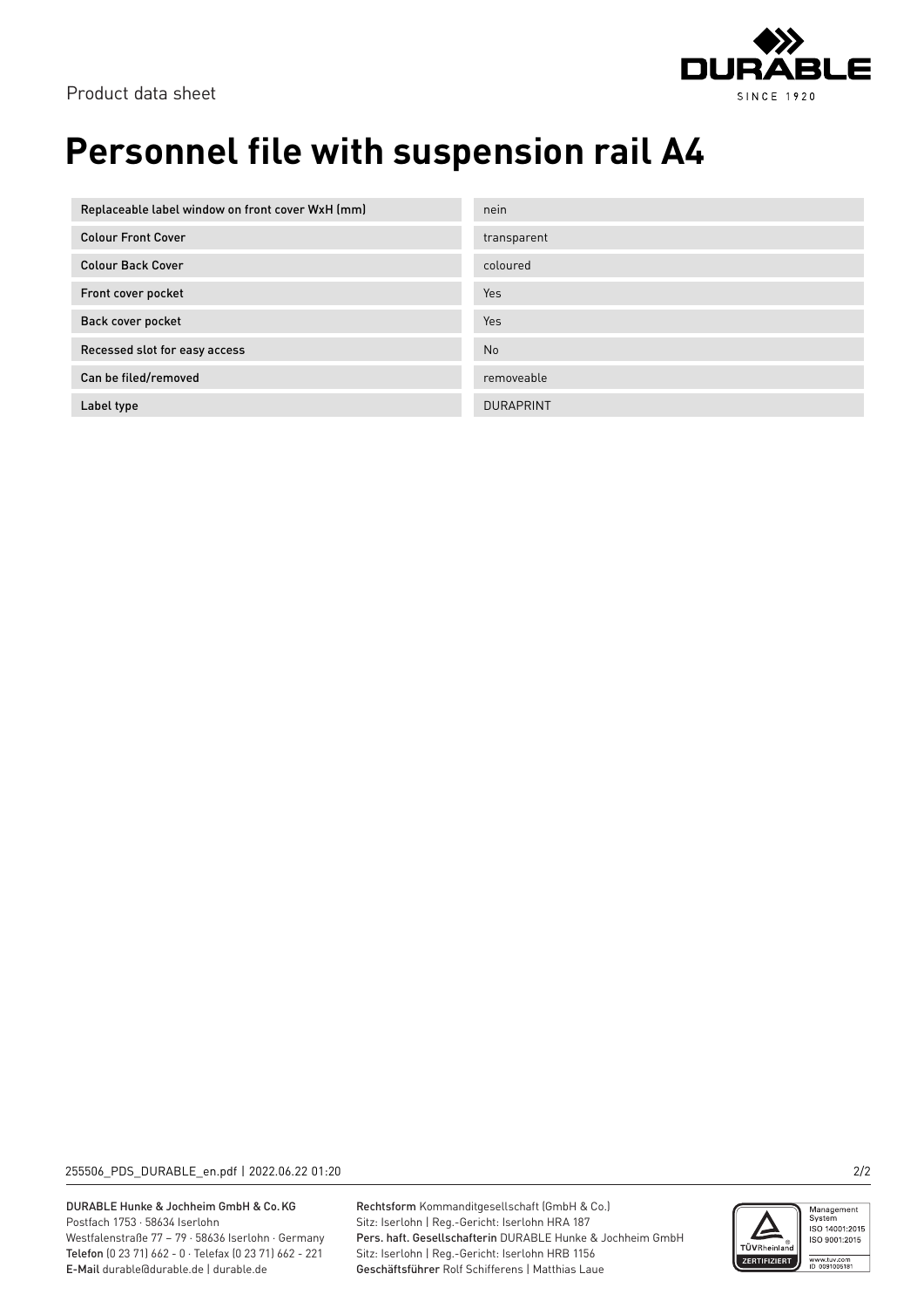# Personnel file with suspension rail A4

| | |
|---|---|
| Replaceable label window on front cover WxH (mm) | nein |
| Colour Front Cover | transparent |
| Colour Back Cover | coloured |
| Front cover pocket | Yes |
| Back cover pocket | Yes |
| Recessed slot for easy access | No |
| Can be filed/removed | removeable |
| Label type | DURAPRINT |